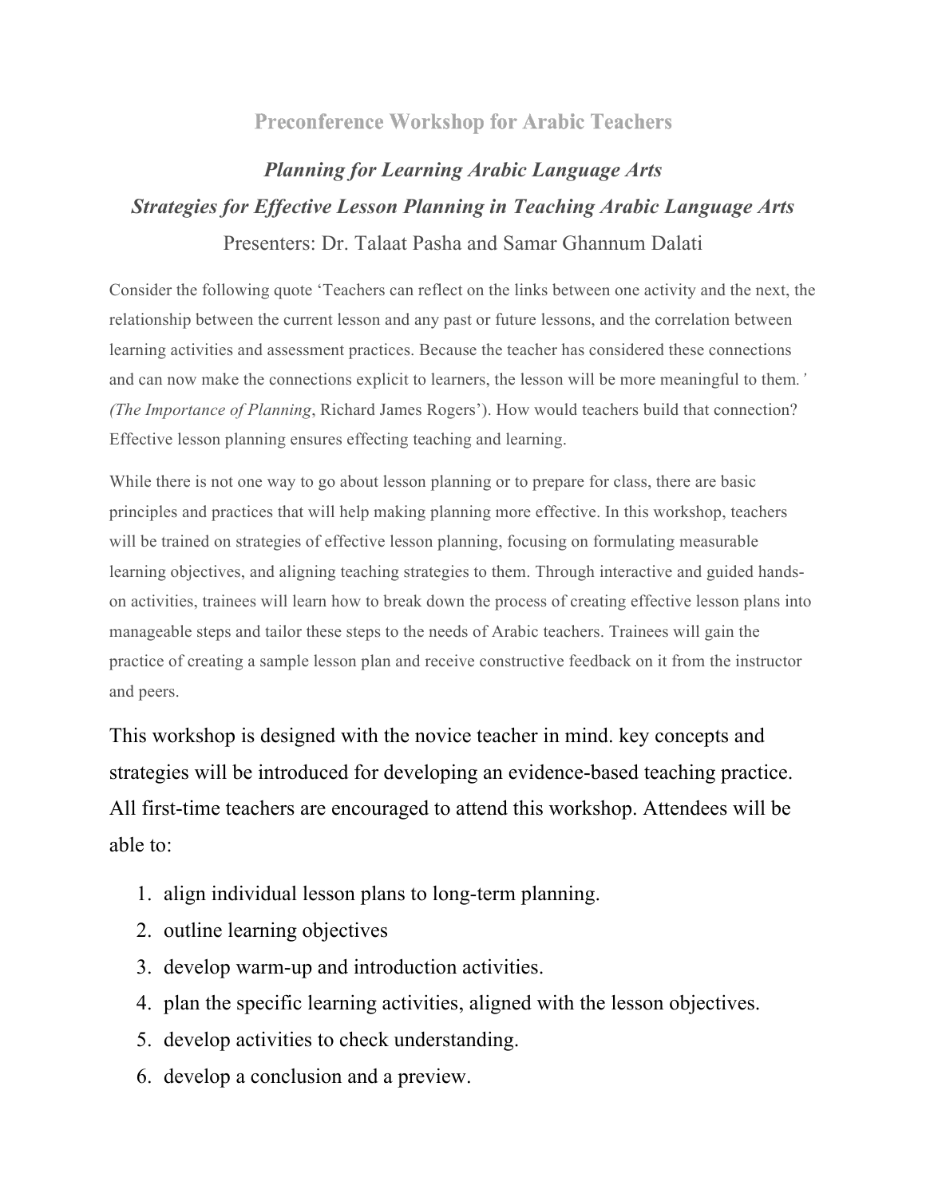# Preconference Workshop for Arabic Teachers

## *Planning for Learning Arabic Language Arts*

## *Strategies for Effective Lesson Planning in Teaching Arabic Language Arts*

Presenters: Dr. Talaat Pasha and Samar Ghannum Dalati

Consider the following quote 'Teachers can reflect on the links between one activity and the next, the relationship between the current lesson and any past or future lessons, and the correlation between learning activities and assessment practices. Because the teacher has considered these connections and can now make the connections explicit to learners, the lesson will be more meaningful to them.' (*The Importance of Planning*, Richard James Rogers'). How would teachers build that connection? Effective lesson planning ensures effecting teaching and learning.

While there is not one way to go about lesson planning or to prepare for class, there are basic principles and practices that will help making planning more effective. In this workshop, teachers will be trained on strategies of effective lesson planning, focusing on formulating measurable learning objectives, and aligning teaching strategies to them. Through interactive and guided hands-on activities, trainees will learn how to break down the process of creating effective lesson plans into manageable steps and tailor these steps to the needs of Arabic teachers. Trainees will gain the practice of creating a sample lesson plan and receive constructive feedback on it from the instructor and peers.

This workshop is designed with the novice teacher in mind. key concepts and strategies will be introduced for developing an evidence-based teaching practice. All first-time teachers are encouraged to attend this workshop. Attendees will be able to:

1. align individual lesson plans to long-term planning.
2. outline learning objectives
3. develop warm-up and introduction activities.
4. plan the specific learning activities, aligned with the lesson objectives.
5. develop activities to check understanding.
6. develop a conclusion and a preview.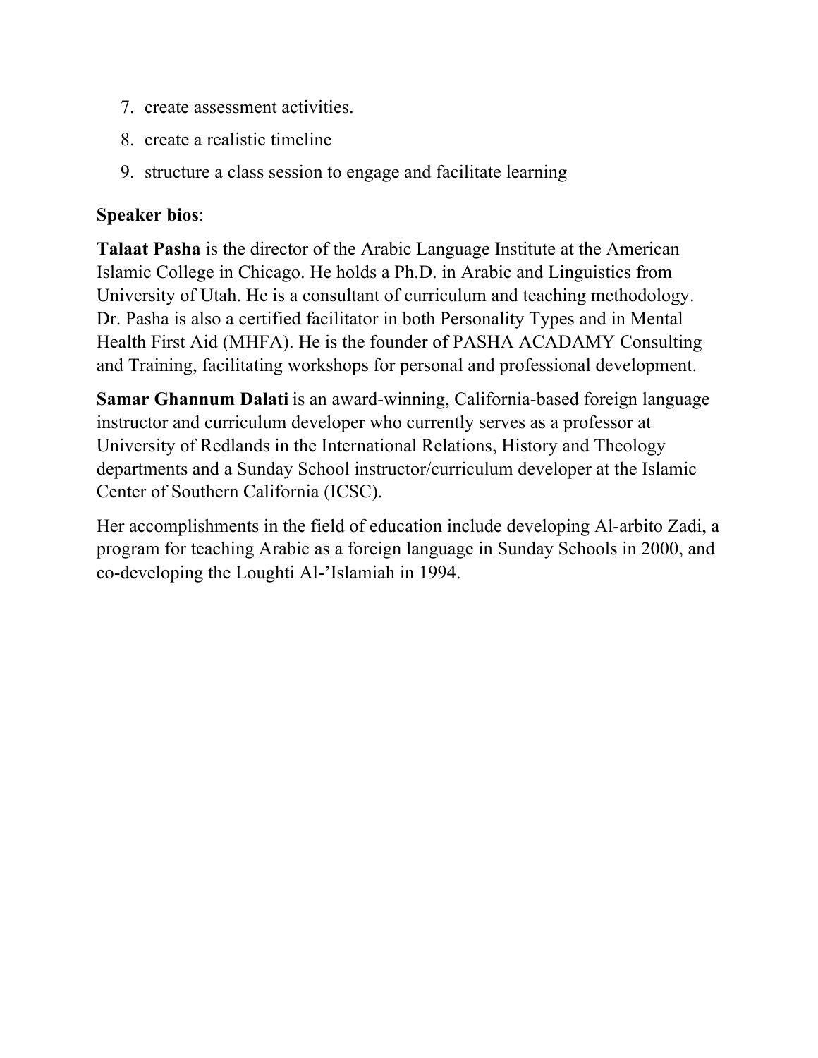7. create assessment activities.
8. create a realistic timeline
9. structure a class session to engage and facilitate learning

**Speaker bios**:

**Talaat Pasha** is the director of the Arabic Language Institute at the American Islamic College in Chicago. He holds a Ph.D. in Arabic and Linguistics from University of Utah. He is a consultant of curriculum and teaching methodology. Dr. Pasha is also a certified facilitator in both Personality Types and in Mental Health First Aid (MHFA). He is the founder of PASHA ACADAMY Consulting and Training, facilitating workshops for personal and professional development.

**Samar Ghannum Dalati** is an award-winning, California-based foreign language instructor and curriculum developer who currently serves as a professor at University of Redlands in the International Relations, History and Theology departments and a Sunday School instructor/curriculum developer at the Islamic Center of Southern California (ICSC).

Her accomplishments in the field of education include developing Al-arbito Zadi, a program for teaching Arabic as a foreign language in Sunday Schools in 2000, and co-developing the Loughti Al-'Islamiah in 1994.